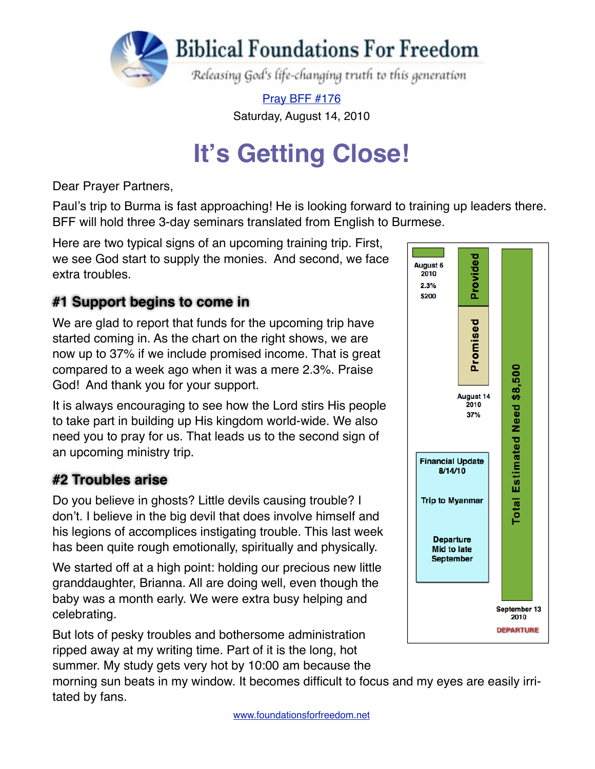# Biblical Foundations For Freedom

*Releasing God's life-changing truth to this generation*

[Pray BFF #176](#)

Saturday, August 14, 2010

# It's Getting Close!

Dear Prayer Partners,

Paul's trip to Burma is fast approaching! He is looking forward to training up leaders there. BFF will hold three 3-day seminars translated from English to Burmese.

Here are two typical signs of an upcoming training trip. First, we see God start to supply the monies. And second, we face extra troubles.

August 6 2010
2.3%
$200

Provided

Promised

August 14 2010
37%

Total Estimated Need $8,500

Financial Update 8/14/10

Trip to Myanmar

Departure Mid to late September

September 13 2010
DEPARTURE

## #1 Support begins to come in

We are glad to report that funds for the upcoming trip have started coming in. As the chart on the right shows, we are now up to 37% if we include promised income. That is great compared to a week ago when it was a mere 2.3%. Praise God! And thank you for your support.

It is always encouraging to see how the Lord stirs His people to take part in building up His kingdom world-wide. We also need you to pray for us. That leads us to the second sign of an upcoming ministry trip.

## #2 Troubles arise

Do you believe in ghosts? Little devils causing trouble? I don't. I believe in the big devil that does involve himself and his legions of accomplices instigating trouble. This last week has been quite rough emotionally, spiritually and physically.

We started off at a high point: holding our precious new little granddaughter, Brianna. All are doing well, even though the baby was a month early. We were extra busy helping and celebrating.

But lots of pesky troubles and bothersome administration ripped away at my writing time. Part of it is the long, hot summer. My study gets very hot by 10:00 am because the morning sun beats in my window. It becomes difficult to focus and my eyes are easily irritated by fans.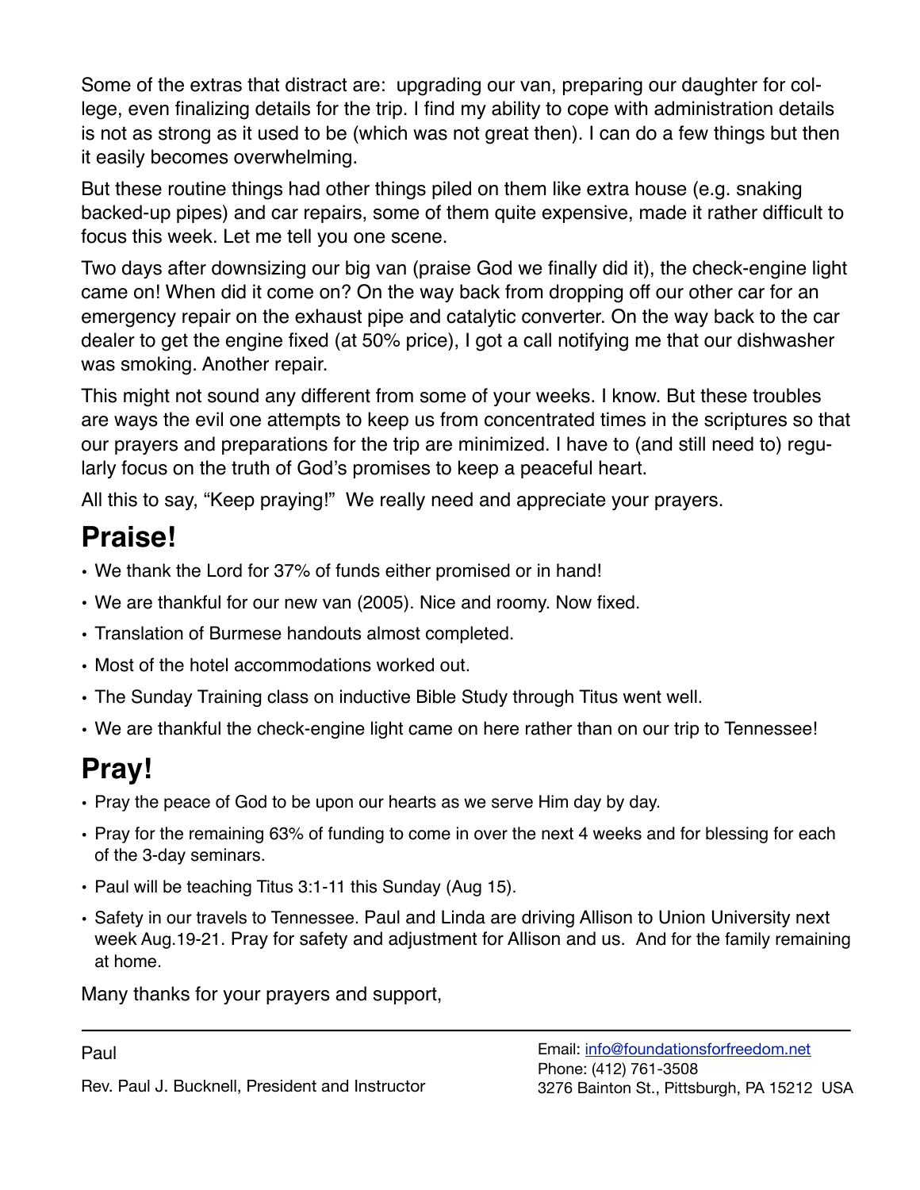Some of the extras that distract are: upgrading our van, preparing our daughter for college, even finalizing details for the trip. I find my ability to cope with administration details is not as strong as it used to be (which was not great then). I can do a few things but then it easily becomes overwhelming.

But these routine things had other things piled on them like extra house (e.g. snaking backed-up pipes) and car repairs, some of them quite expensive, made it rather difficult to focus this week. Let me tell you one scene.

Two days after downsizing our big van (praise God we finally did it), the check-engine light came on! When did it come on? On the way back from dropping off our other car for an emergency repair on the exhaust pipe and catalytic converter. On the way back to the car dealer to get the engine fixed (at 50% price), I got a call notifying me that our dishwasher was smoking. Another repair.

This might not sound any different from some of your weeks. I know. But these troubles are ways the evil one attempts to keep us from concentrated times in the scriptures so that our prayers and preparations for the trip are minimized. I have to (and still need to) regularly focus on the truth of God's promises to keep a peaceful heart.

All this to say, "Keep praying!" We really need and appreciate your prayers.

# Praise!

- We thank the Lord for 37% of funds either promised or in hand!
- We are thankful for our new van (2005). Nice and roomy. Now fixed.
- Translation of Burmese handouts almost completed.
- Most of the hotel accommodations worked out.
- The Sunday Training class on inductive Bible Study through Titus went well.
- We are thankful the check-engine light came on here rather than on our trip to Tennessee!

# Pray!

- Pray the peace of God to be upon our hearts as we serve Him day by day.
- Pray for the remaining 63% of funding to come in over the next 4 weeks and for blessing for each of the 3-day seminars.
- Paul will be teaching Titus 3:1-11 this Sunday (Aug 15).
- Safety in our travels to Tennessee. Paul and Linda are driving Allison to Union University next week Aug.19-21. Pray for safety and adjustment for Allison and us. And for the family remaining at home.

Many thanks for your prayers and support,

---

Paul

Rev. Paul J. Bucknell, President and Instructor

Email: info@foundationsforfreedom.net
Phone: (412) 761-3508
3276 Bainton St., Pittsburgh, PA 15212 USA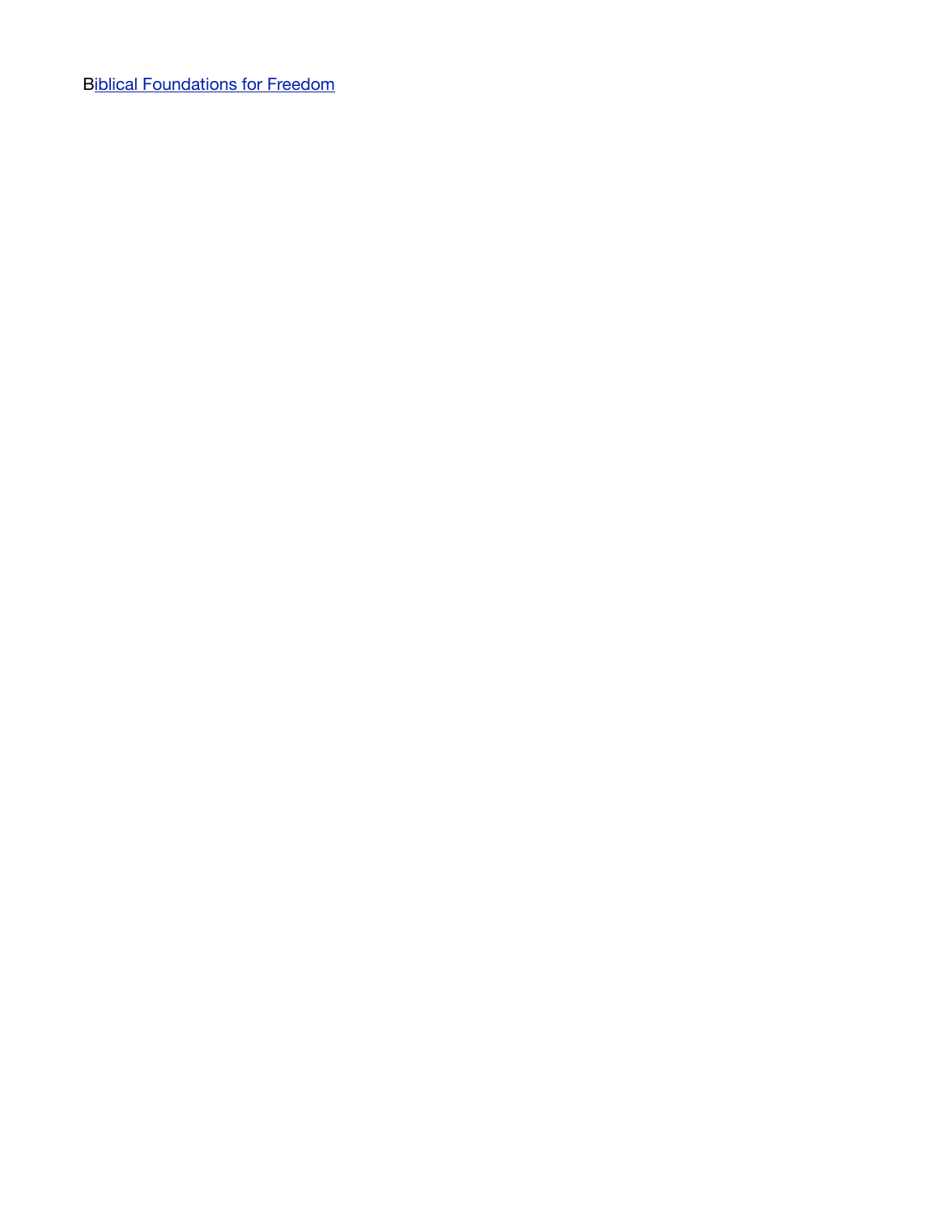Biblical Foundations for Freedom